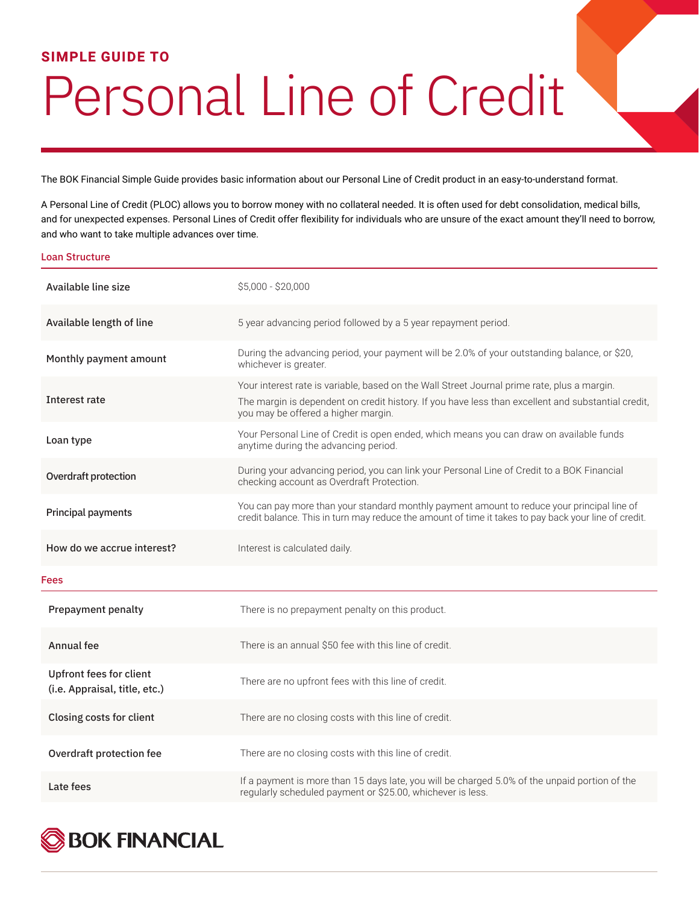**SIMPLE GUIDE TO**

# Personal Line of Credit

The BOK Financial Simple Guide provides basic information about our Personal Line of Credit product in an easy-to-understand format.

A Personal Line of Credit (PLOC) allows you to borrow money with no collateral needed. It is often used for debt consolidation, medical bills, and for unexpected expenses. Personal Lines of Credit offer flexibility for individuals who are unsure of the exact amount they'll need to borrow, and who want to take multiple advances over time.

## Loan Structure

| | |
|---|---|
| **Available line size** | $5,000 - $20,000 |
| **Available length of line** | 5 year advancing period followed by a 5 year repayment period. |
| **Monthly payment amount** | During the advancing period, your payment will be 2.0% of your outstanding balance, or $20, whichever is greater. |
| **Interest rate** | Your interest rate is variable, based on the Wall Street Journal prime rate, plus a margin. The margin is dependent on credit history. If you have less than excellent and substantial credit, you may be offered a higher margin. |
| **Loan type** | Your Personal Line of Credit is open ended, which means you can draw on available funds anytime during the advancing period. |
| **Overdraft protection** | During your advancing period, you can link your Personal Line of Credit to a BOK Financial checking account as Overdraft Protection. |
| **Principal payments** | You can pay more than your standard monthly payment amount to reduce your principal line of credit balance. This in turn may reduce the amount of time it takes to pay back your line of credit. |
| **How do we accrue interest?** | Interest is calculated daily. |

## Fees

| | |
|---|---|
| **Prepayment penalty** | There is no prepayment penalty on this product. |
| **Annual fee** | There is an annual $50 fee with this line of credit. |
| **Upfront fees for client (i.e. Appraisal, title, etc.)** | There are no upfront fees with this line of credit. |
| **Closing costs for client** | There are no closing costs with this line of credit. |
| **Overdraft protection fee** | There are no closing costs with this line of credit. |
| **Late fees** | If a payment is more than 15 days late, you will be charged 5.0% of the unpaid portion of the regularly scheduled payment or $25.00, whichever is less. |

BOK FINANCIAL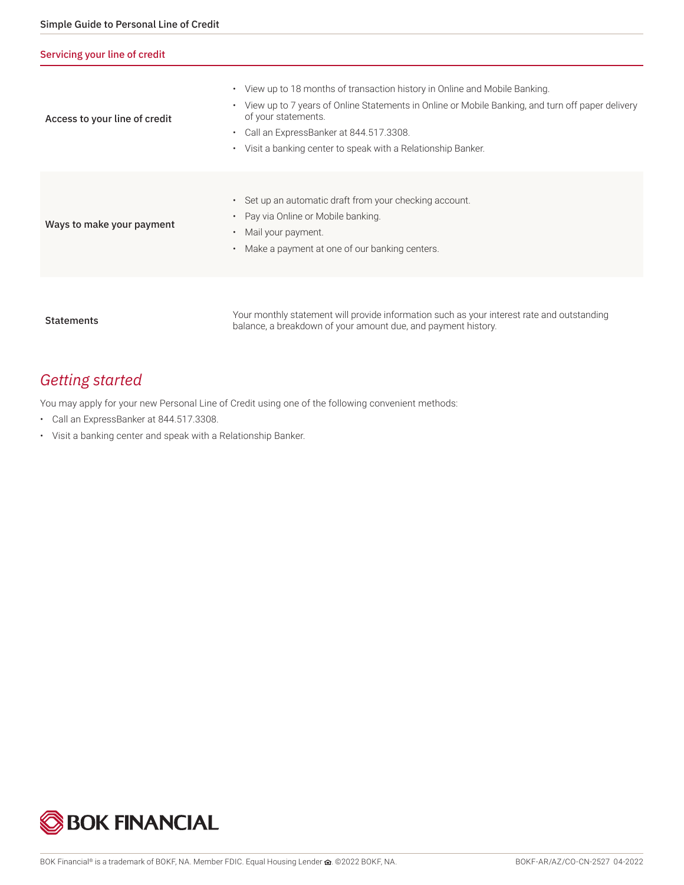## Servicing your line of credit

| | |
|---|---|
| **Access to your line of credit** | • View up to 18 months of transaction history in Online and Mobile Banking.<br>• View up to 7 years of Online Statements in Online or Mobile Banking, and turn off paper delivery of your statements.<br>• Call an ExpressBanker at 844.517.3308.<br>• Visit a banking center to speak with a Relationship Banker. |
| **Ways to make your payment** | • Set up an automatic draft from your checking account.<br>• Pay via Online or Mobile banking.<br>• Mail your payment.<br>• Make a payment at one of our banking centers. |
| **Statements** | Your monthly statement will provide information such as your interest rate and outstanding balance, a breakdown of your amount due, and payment history. |

## *Getting started*

You may apply for your new Personal Line of Credit using one of the following convenient methods:

- Call an ExpressBanker at 844.517.3308.
- Visit a banking center and speak with a Relationship Banker.

BOK FINANCIAL

BOK Financial® is a trademark of BOKF, NA. Member FDIC. Equal Housing Lender. ©2022 BOKF, NA.

BOKF-AR/AZ/CO-CN-2527 04-2022